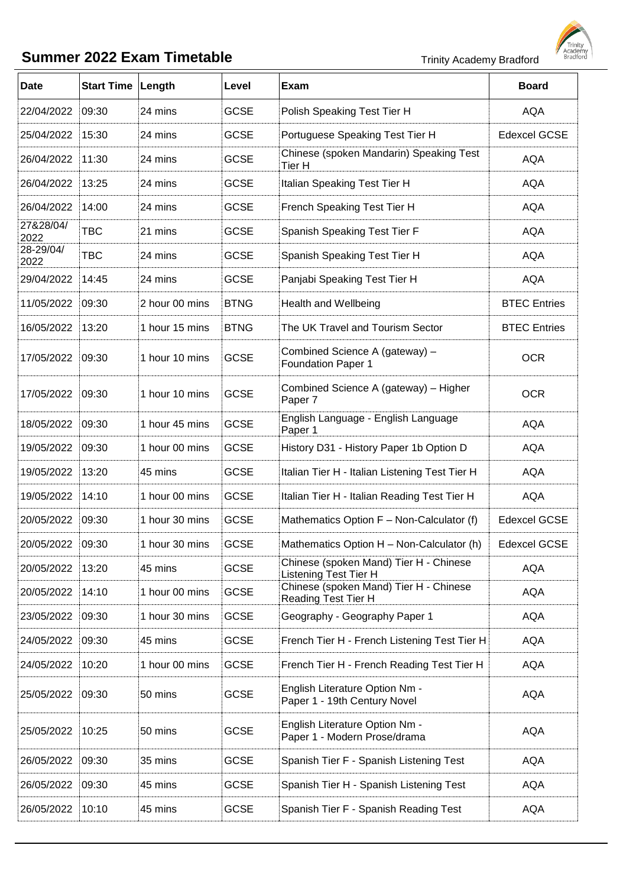# Summer 2022 Exam Timetable

Trinity Academy Bradford

| Date | Start Time | Length | Level | Exam | Board |
|---|---|---|---|---|---|
| 22/04/2022 | 09:30 | 24 mins | GCSE | Polish Speaking Test Tier H | AQA |
| 25/04/2022 | 15:30 | 24 mins | GCSE | Portuguese Speaking Test Tier H | Edexcel GCSE |
| 26/04/2022 | 11:30 | 24 mins | GCSE | Chinese (spoken Mandarin) Speaking Test Tier H | AQA |
| 26/04/2022 | 13:25 | 24 mins | GCSE | Italian Speaking Test Tier H | AQA |
| 26/04/2022 | 14:00 | 24 mins | GCSE | French Speaking Test Tier H | AQA |
| 27&28/04/2022 | TBC | 21 mins | GCSE | Spanish Speaking Test Tier F | AQA |
| 28-29/04/2022 | TBC | 24 mins | GCSE | Spanish Speaking Test Tier H | AQA |
| 29/04/2022 | 14:45 | 24 mins | GCSE | Panjabi Speaking Test Tier H | AQA |
| 11/05/2022 | 09:30 | 2 hour 00 mins | BTNG | Health and Wellbeing | BTEC Entries |
| 16/05/2022 | 13:20 | 1 hour 15 mins | BTNG | The UK Travel and Tourism Sector | BTEC Entries |
| 17/05/2022 | 09:30 | 1 hour 10 mins | GCSE | Combined Science A (gateway) – Foundation Paper 1 | OCR |
| 17/05/2022 | 09:30 | 1 hour 10 mins | GCSE | Combined Science A (gateway) – Higher Paper 7 | OCR |
| 18/05/2022 | 09:30 | 1 hour 45 mins | GCSE | English Language - English Language Paper 1 | AQA |
| 19/05/2022 | 09:30 | 1 hour 00 mins | GCSE | History D31 - History Paper 1b Option D | AQA |
| 19/05/2022 | 13:20 | 45 mins | GCSE | Italian Tier H - Italian Listening Test Tier H | AQA |
| 19/05/2022 | 14:10 | 1 hour 00 mins | GCSE | Italian Tier H - Italian Reading Test Tier H | AQA |
| 20/05/2022 | 09:30 | 1 hour 30 mins | GCSE | Mathematics Option F – Non-Calculator (f) | Edexcel GCSE |
| 20/05/2022 | 09:30 | 1 hour 30 mins | GCSE | Mathematics Option H – Non-Calculator (h) | Edexcel GCSE |
| 20/05/2022 | 13:20 | 45 mins | GCSE | Chinese (spoken Mand) Tier H - Chinese Listening Test Tier H | AQA |
| 20/05/2022 | 14:10 | 1 hour 00 mins | GCSE | Chinese (spoken Mand) Tier H - Chinese Reading Test Tier H | AQA |
| 23/05/2022 | 09:30 | 1 hour 30 mins | GCSE | Geography - Geography Paper 1 | AQA |
| 24/05/2022 | 09:30 | 45 mins | GCSE | French Tier H - French Listening Test Tier H | AQA |
| 24/05/2022 | 10:20 | 1 hour 00 mins | GCSE | French Tier H - French Reading Test Tier H | AQA |
| 25/05/2022 | 09:30 | 50 mins | GCSE | English Literature Option Nm - Paper 1 - 19th Century Novel | AQA |
| 25/05/2022 | 10:25 | 50 mins | GCSE | English Literature Option Nm - Paper 1 - Modern Prose/drama | AQA |
| 26/05/2022 | 09:30 | 35 mins | GCSE | Spanish Tier F - Spanish Listening Test | AQA |
| 26/05/2022 | 09:30 | 45 mins | GCSE | Spanish Tier H - Spanish Listening Test | AQA |
| 26/05/2022 | 10:10 | 45 mins | GCSE | Spanish Tier F - Spanish Reading Test | AQA |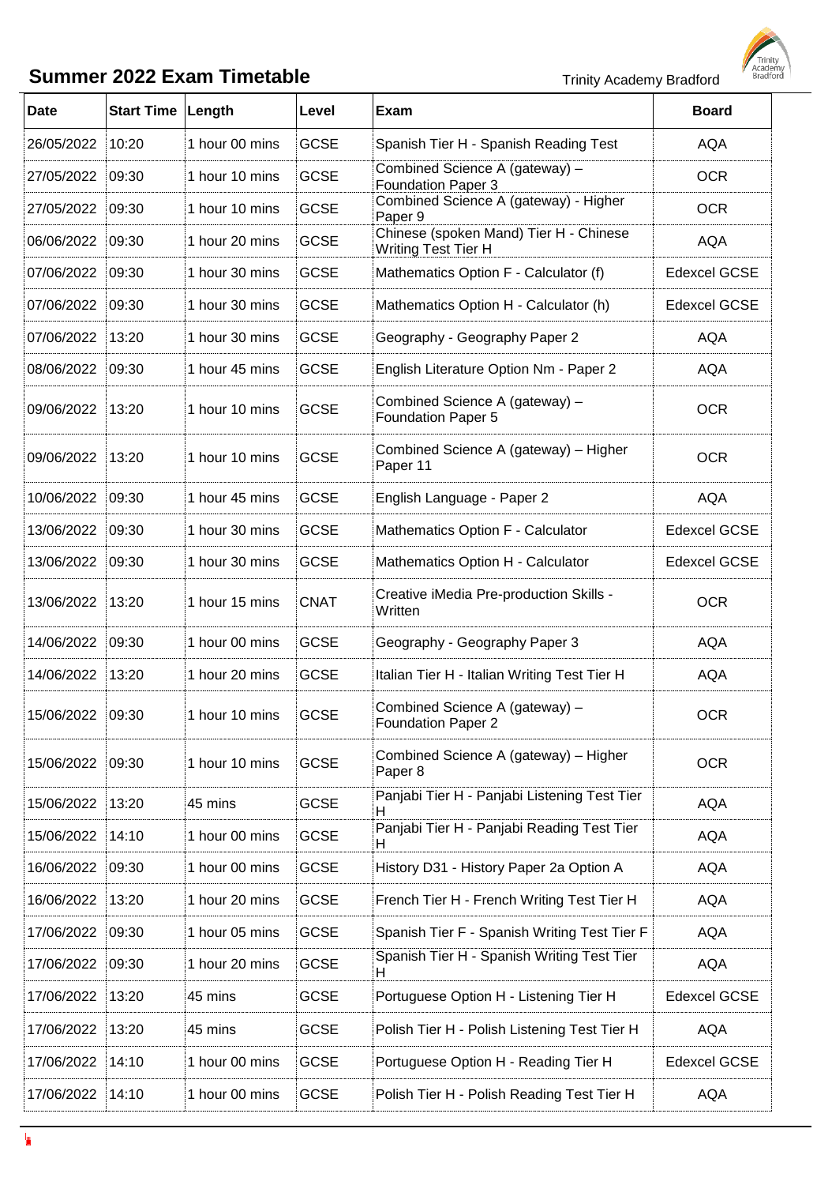## Summer 2022 Exam Timetable

Trinity Academy Bradford

| Date | Start Time | Length | Level | Exam | Board |
|---|---|---|---|---|---|
| 26/05/2022 | 10:20 | 1 hour 00 mins | GCSE | Spanish Tier H - Spanish Reading Test | AQA |
| 27/05/2022 | 09:30 | 1 hour 10 mins | GCSE | Combined Science A (gateway) – Foundation Paper 3 | OCR |
| 27/05/2022 | 09:30 | 1 hour 10 mins | GCSE | Combined Science A (gateway) - Higher Paper 9 | OCR |
| 06/06/2022 | 09:30 | 1 hour 20 mins | GCSE | Chinese (spoken Mand) Tier H - Chinese Writing Test Tier H | AQA |
| 07/06/2022 | 09:30 | 1 hour 30 mins | GCSE | Mathematics Option F - Calculator (f) | Edexcel GCSE |
| 07/06/2022 | 09:30 | 1 hour 30 mins | GCSE | Mathematics Option H - Calculator (h) | Edexcel GCSE |
| 07/06/2022 | 13:20 | 1 hour 30 mins | GCSE | Geography - Geography Paper 2 | AQA |
| 08/06/2022 | 09:30 | 1 hour 45 mins | GCSE | English Literature Option Nm - Paper 2 | AQA |
| 09/06/2022 | 13:20 | 1 hour 10 mins | GCSE | Combined Science A (gateway) – Foundation Paper 5 | OCR |
| 09/06/2022 | 13:20 | 1 hour 10 mins | GCSE | Combined Science A (gateway) – Higher Paper 11 | OCR |
| 10/06/2022 | 09:30 | 1 hour 45 mins | GCSE | English Language - Paper 2 | AQA |
| 13/06/2022 | 09:30 | 1 hour 30 mins | GCSE | Mathematics Option F - Calculator | Edexcel GCSE |
| 13/06/2022 | 09:30 | 1 hour 30 mins | GCSE | Mathematics Option H - Calculator | Edexcel GCSE |
| 13/06/2022 | 13:20 | 1 hour 15 mins | CNAT | Creative iMedia Pre-production Skills - Written | OCR |
| 14/06/2022 | 09:30 | 1 hour 00 mins | GCSE | Geography - Geography Paper 3 | AQA |
| 14/06/2022 | 13:20 | 1 hour 20 mins | GCSE | Italian Tier H - Italian Writing Test Tier H | AQA |
| 15/06/2022 | 09:30 | 1 hour 10 mins | GCSE | Combined Science A (gateway) – Foundation Paper 2 | OCR |
| 15/06/2022 | 09:30 | 1 hour 10 mins | GCSE | Combined Science A (gateway) – Higher Paper 8 | OCR |
| 15/06/2022 | 13:20 | 45 mins | GCSE | Panjabi Tier H - Panjabi Listening Test Tier H | AQA |
| 15/06/2022 | 14:10 | 1 hour 00 mins | GCSE | Panjabi Tier H - Panjabi Reading Test Tier H | AQA |
| 16/06/2022 | 09:30 | 1 hour 00 mins | GCSE | History D31 - History Paper 2a Option A | AQA |
| 16/06/2022 | 13:20 | 1 hour 20 mins | GCSE | French Tier H - French Writing Test Tier H | AQA |
| 17/06/2022 | 09:30 | 1 hour 05 mins | GCSE | Spanish Tier F - Spanish Writing Test Tier F | AQA |
| 17/06/2022 | 09:30 | 1 hour 20 mins | GCSE | Spanish Tier H - Spanish Writing Test Tier H | AQA |
| 17/06/2022 | 13:20 | 45 mins | GCSE | Portuguese Option H - Listening Tier H | Edexcel GCSE |
| 17/06/2022 | 13:20 | 45 mins | GCSE | Polish Tier H - Polish Listening Test Tier H | AQA |
| 17/06/2022 | 14:10 | 1 hour 00 mins | GCSE | Portuguese Option H - Reading Tier H | Edexcel GCSE |
| 17/06/2022 | 14:10 | 1 hour 00 mins | GCSE | Polish Tier H - Polish Reading Test Tier H | AQA |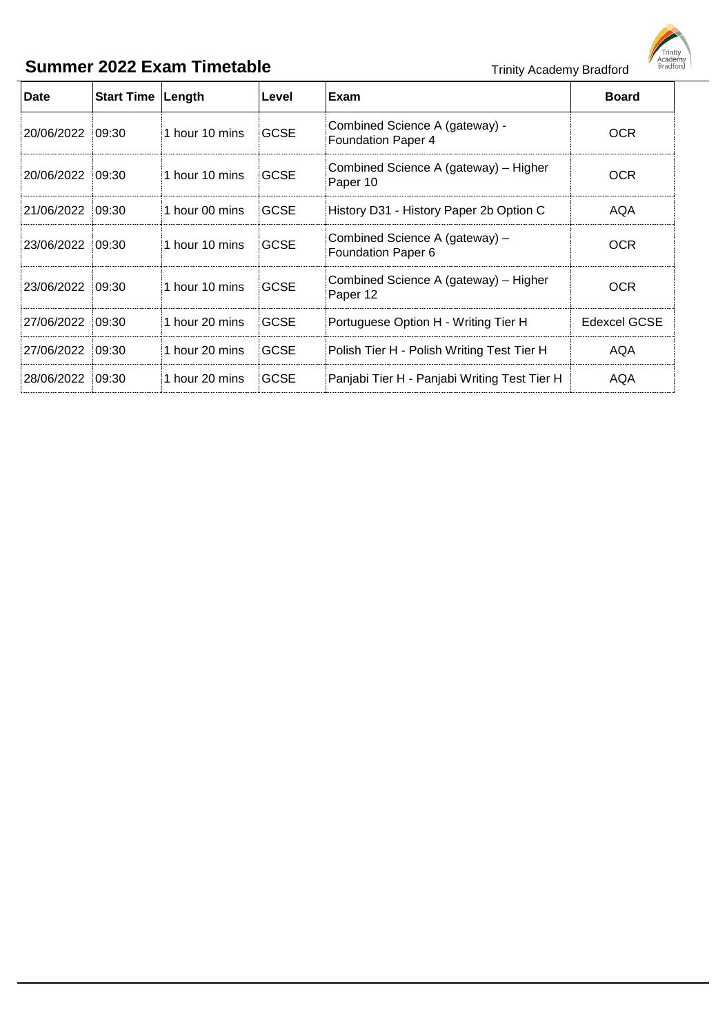## Summer 2022 Exam Timetable

Trinity Academy Bradford

| Date | Start Time | Length | Level | Exam | Board |
|---|---|---|---|---|---|
| 20/06/2022 | 09:30 | 1 hour 10 mins | GCSE | Combined Science A (gateway) - Foundation Paper 4 | OCR |
| 20/06/2022 | 09:30 | 1 hour 10 mins | GCSE | Combined Science A (gateway) – Higher Paper 10 | OCR |
| 21/06/2022 | 09:30 | 1 hour 00 mins | GCSE | History D31 - History Paper 2b Option C | AQA |
| 23/06/2022 | 09:30 | 1 hour 10 mins | GCSE | Combined Science A (gateway) – Foundation Paper 6 | OCR |
| 23/06/2022 | 09:30 | 1 hour 10 mins | GCSE | Combined Science A (gateway) – Higher Paper 12 | OCR |
| 27/06/2022 | 09:30 | 1 hour 20 mins | GCSE | Portuguese Option H - Writing Tier H | Edexcel GCSE |
| 27/06/2022 | 09:30 | 1 hour 20 mins | GCSE | Polish Tier H - Polish Writing Test Tier H | AQA |
| 28/06/2022 | 09:30 | 1 hour 20 mins | GCSE | Panjabi Tier H - Panjabi Writing Test Tier H | AQA |